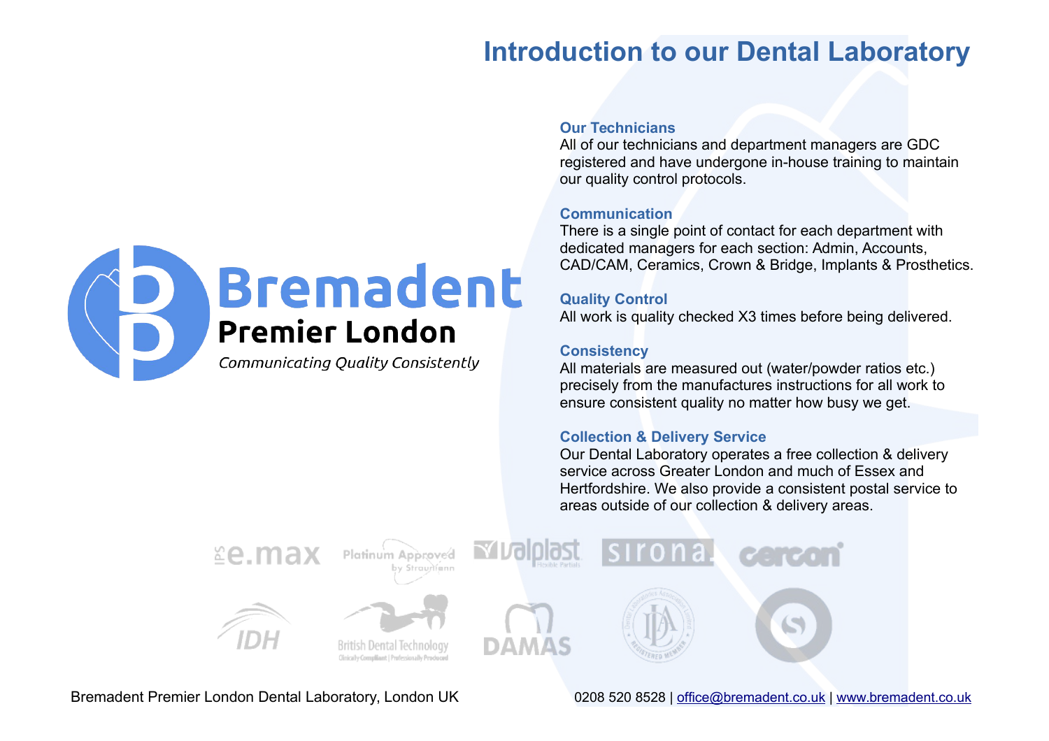# Introduction to our Dental Laboratory

**Bremadent**
**Premier London**
*Communicating Quality Consistently*

### Our Technicians

All of our technicians and department managers are GDC registered and have undergone in-house training to maintain our quality control protocols.

### Communication

There is a single point of contact for each department with dedicated managers for each section: Admin, Accounts, CAD/CAM, Ceramics, Crown & Bridge, Implants & Prosthetics.

### Quality Control

All work is quality checked X3 times before being delivered.

### Consistency

All materials are measured out (water/powder ratios etc.) precisely from the manufactures instructions for all work to ensure consistent quality no matter how busy we get.

### Collection & Delivery Service

Our Dental Laboratory operates a free collection & delivery service across Greater London and much of Essex and Hertfordshire. We also provide a consistent postal service to areas outside of our collection & delivery areas.

Bremadent Premier London Dental Laboratory, London UK

0208 520 8528 | office@bremadent.co.uk | www.bremadent.co.uk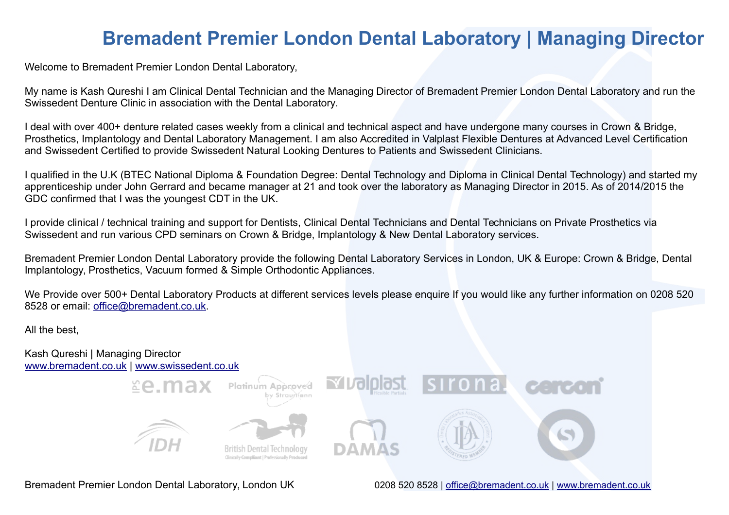# Bremadent Premier London Dental Laboratory | Managing Director

Welcome to Bremadent Premier London Dental Laboratory,

My name is Kash Qureshi I am Clinical Dental Technician and the Managing Director of Bremadent Premier London Dental Laboratory and run the Swissedent Denture Clinic in association with the Dental Laboratory.

I deal with over 400+ denture related cases weekly from a clinical and technical aspect and have undergone many courses in Crown & Bridge, Prosthetics, Implantology and Dental Laboratory Management. I am also Accredited in Valplast Flexible Dentures at Advanced Level Certification and Swissedent Certified to provide Swissedent Natural Looking Dentures to Patients and Swissedent Clinicians.

I qualified in the U.K (BTEC National Diploma & Foundation Degree: Dental Technology and Diploma in Clinical Dental Technology) and started my apprenticeship under John Gerrard and became manager at 21 and took over the laboratory as Managing Director in 2015. As of 2014/2015 the GDC confirmed that I was the youngest CDT in the UK.

I provide clinical / technical training and support for Dentists, Clinical Dental Technicians and Dental Technicians on Private Prosthetics via Swissedent and run various CPD seminars on Crown & Bridge, Implantology & New Dental Laboratory services.

Bremadent Premier London Dental Laboratory provide the following Dental Laboratory Services in London, UK & Europe: Crown & Bridge, Dental Implantology, Prosthetics, Vacuum formed & Simple Orthodontic Appliances.

We Provide over 500+ Dental Laboratory Products at different services levels please enquire If you would like any further information on 0208 520 8528 or email: office@bremadent.co.uk.

All the best,

Kash Qureshi | Managing Director
www.bremadent.co.uk | www.swissedent.co.uk

Bremadent Premier London Dental Laboratory, London UK

0208 520 8528 | office@bremadent.co.uk | www.bremadent.co.uk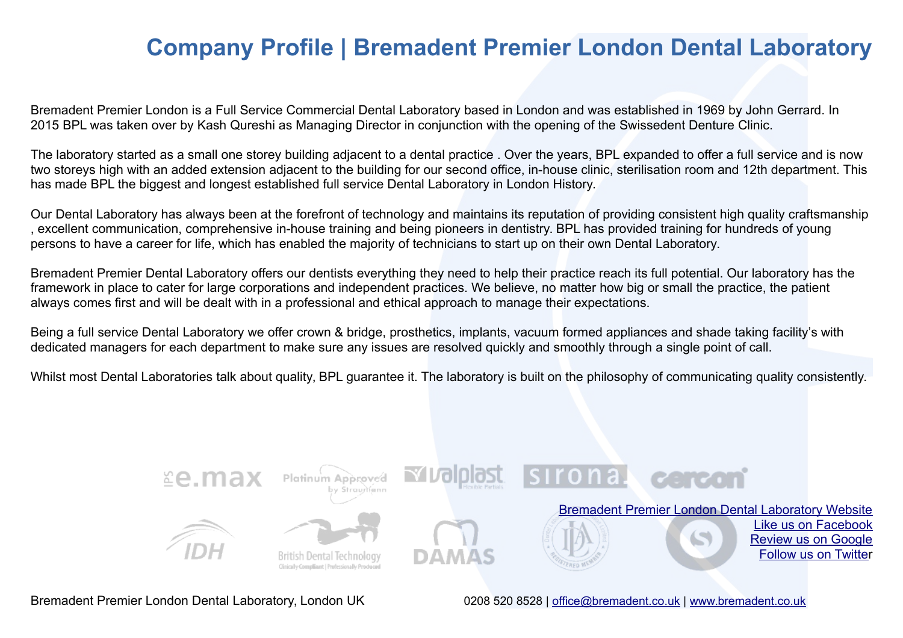# Company Profile | Bremadent Premier London Dental Laboratory

Bremadent Premier London is a Full Service Commercial Dental Laboratory based in London and was established in 1969 by John Gerrard. In 2015 BPL was taken over by Kash Qureshi as Managing Director in conjunction with the opening of the Swissedent Denture Clinic.

The laboratory started as a small one storey building adjacent to a dental practice . Over the years, BPL expanded to offer a full service and is now two storeys high with an added extension adjacent to the building for our second office, in-house clinic, sterilisation room and 12th department. This has made BPL the biggest and longest established full service Dental Laboratory in London History.

Our Dental Laboratory has always been at the forefront of technology and maintains its reputation of providing consistent high quality craftsmanship , excellent communication, comprehensive in-house training and being pioneers in dentistry. BPL has provided training for hundreds of young persons to have a career for life, which has enabled the majority of technicians to start up on their own Dental Laboratory.

Bremadent Premier Dental Laboratory offers our dentists everything they need to help their practice reach its full potential. Our laboratory has the framework in place to cater for large corporations and independent practices. We believe, no matter how big or small the practice, the patient always comes first and will be dealt with in a professional and ethical approach to manage their expectations.

Being a full service Dental Laboratory we offer crown & bridge, prosthetics, implants, vacuum formed appliances and shade taking facility's with dedicated managers for each department to make sure any issues are resolved quickly and smoothly through a single point of call.

Whilst most Dental Laboratories talk about quality, BPL guarantee it. The laboratory is built on the philosophy of communicating quality consistently.

Bremadent Premier London Dental Laboratory Website
Like us on Facebook
Review us on Google
Follow us on Twitter

Bremadent Premier London Dental Laboratory, London UK

0208 520 8528 | office@bremadent.co.uk | www.bremadent.co.uk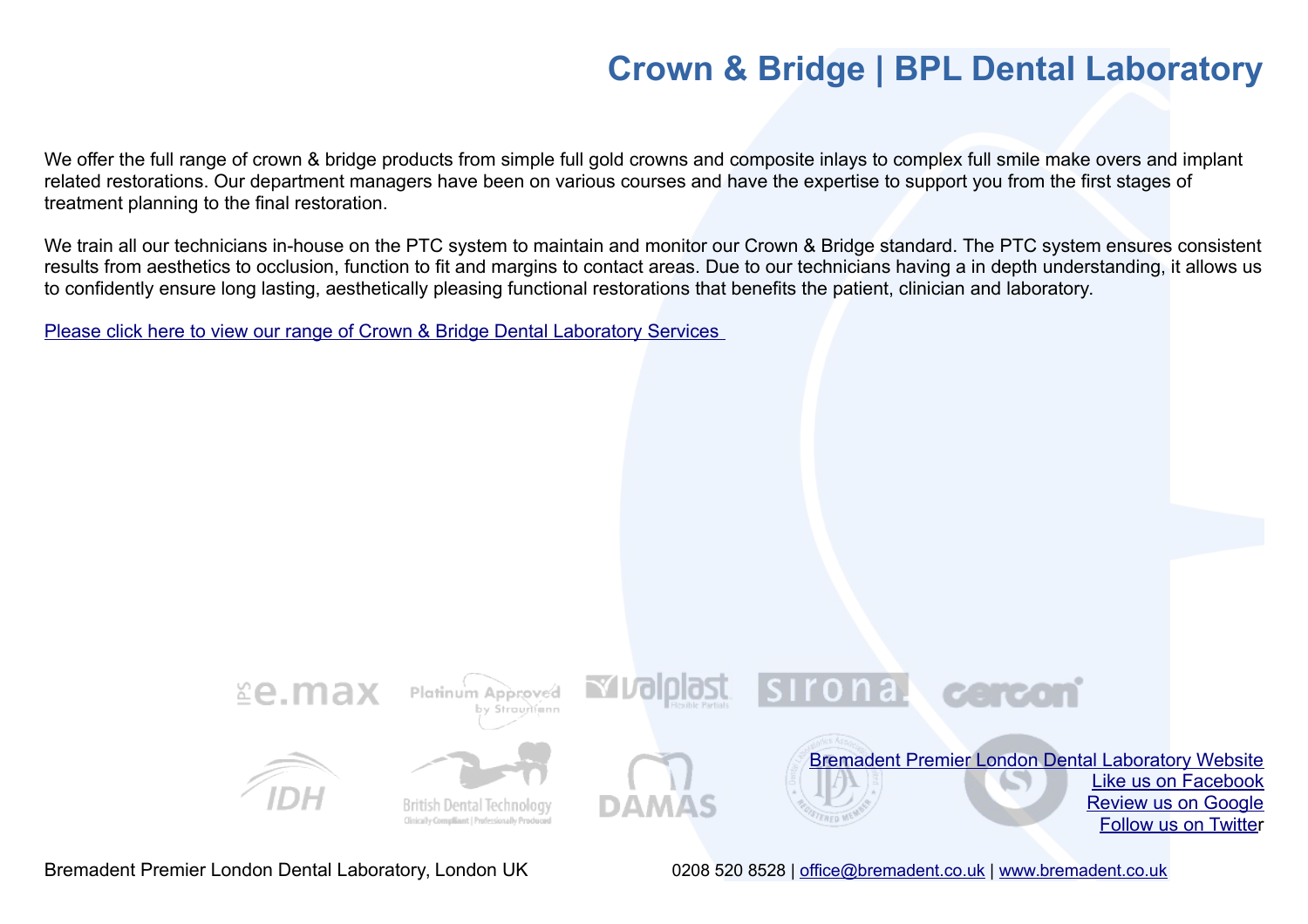# Crown & Bridge | BPL Dental Laboratory

We offer the full range of crown & bridge products from simple full gold crowns and composite inlays to complex full smile make overs and implant related restorations. Our department managers have been on various courses and have the expertise to support you from the first stages of treatment planning to the final restoration.

We train all our technicians in-house on the PTC system to maintain and monitor our Crown & Bridge standard. The PTC system ensures consistent results from aesthetics to occlusion, function to fit and margins to contact areas. Due to our technicians having a in depth understanding, it allows us to confidently ensure long lasting, aesthetically pleasing functional restorations that benefits the patient, clinician and laboratory.

Please click here to view our range of Crown & Bridge Dental Laboratory Services

Bremadent Premier London Dental Laboratory Website
Like us on Facebook
Review us on Google
Follow us on Twitter

Bremadent Premier London Dental Laboratory, London UK

0208 520 8528 | office@bremadent.co.uk | www.bremadent.co.uk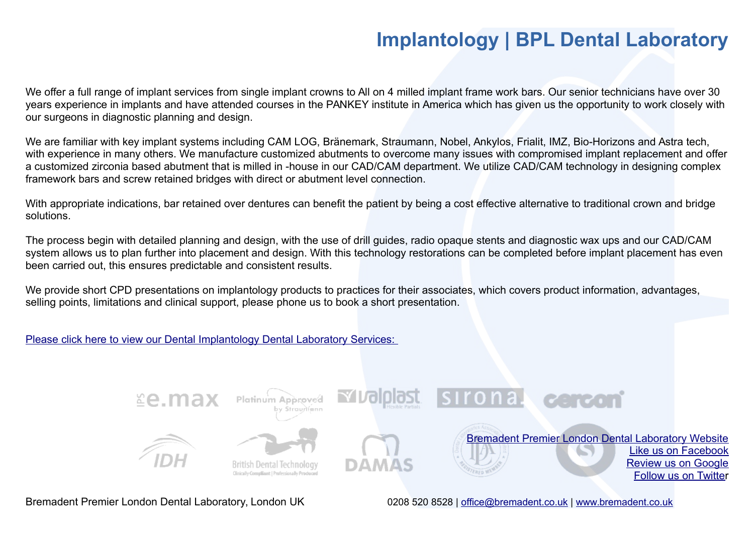# Implantology | BPL Dental Laboratory

We offer a full range of implant services from single implant crowns to All on 4 milled implant frame work bars. Our senior technicians have over 30 years experience in implants and have attended courses in the PANKEY institute in America which has given us the opportunity to work closely with our surgeons in diagnostic planning and design.

We are familiar with key implant systems including CAM LOG, Bränemark, Straumann, Nobel, Ankylos, Frialit, IMZ, Bio-Horizons and Astra tech, with experience in many others. We manufacture customized abutments to overcome many issues with compromised implant replacement and offer a customized zirconia based abutment that is milled in -house in our CAD/CAM department. We utilize CAD/CAM technology in designing complex framework bars and screw retained bridges with direct or abutment level connection.

With appropriate indications, bar retained over dentures can benefit the patient by being a cost effective alternative to traditional crown and bridge solutions.

The process begin with detailed planning and design, with the use of drill guides, radio opaque stents and diagnostic wax ups and our CAD/CAM system allows us to plan further into placement and design. With this technology restorations can be completed before implant placement has even been carried out, this ensures predictable and consistent results.

We provide short CPD presentations on implantology products to practices for their associates, which covers product information, advantages, selling points, limitations and clinical support, please phone us to book a short presentation.

Please click here to view our Dental Implantology Dental Laboratory Services:

Bremadent Premier London Dental Laboratory Website
Like us on Facebook
Review us on Google
Follow us on Twitter

Bremadent Premier London Dental Laboratory, London UK 0208 520 8528 | office@bremadent.co.uk | www.bremadent.co.uk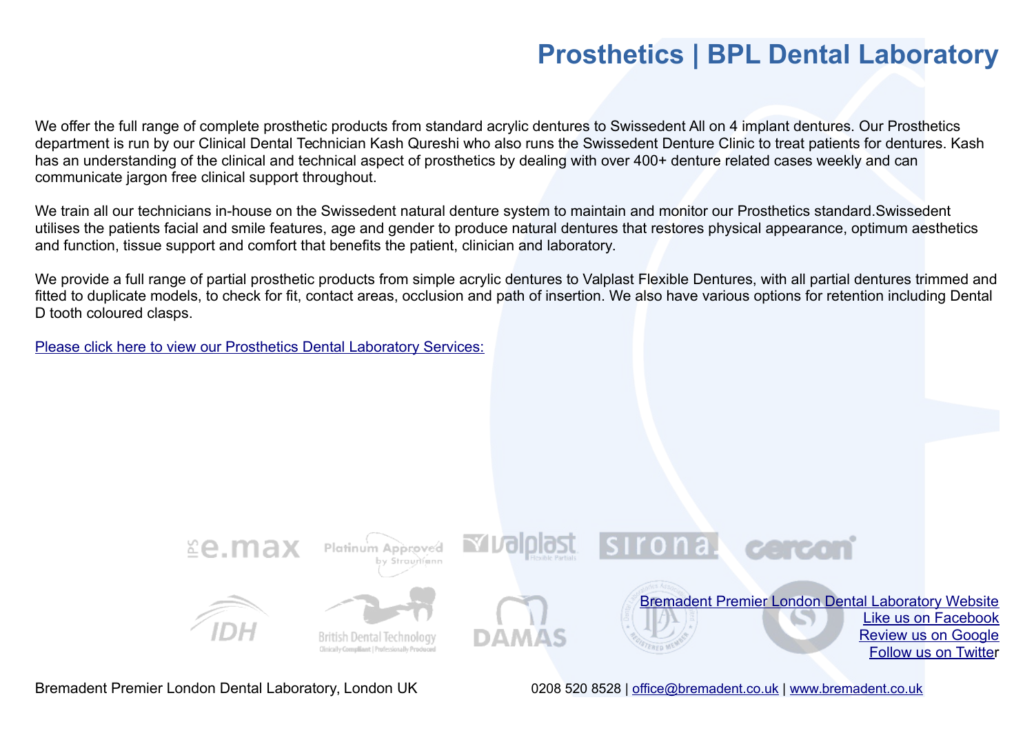# Prosthetics | BPL Dental Laboratory

We offer the full range of complete prosthetic products from standard acrylic dentures to Swissedent All on 4 implant dentures. Our Prosthetics department is run by our Clinical Dental Technician Kash Qureshi who also runs the Swissedent Denture Clinic to treat patients for dentures. Kash has an understanding of the clinical and technical aspect of prosthetics by dealing with over 400+ denture related cases weekly and can communicate jargon free clinical support throughout.

We train all our technicians in-house on the Swissedent natural denture system to maintain and monitor our Prosthetics standard.Swissedent utilises the patients facial and smile features, age and gender to produce natural dentures that restores physical appearance, optimum aesthetics and function, tissue support and comfort that benefits the patient, clinician and laboratory.

We provide a full range of partial prosthetic products from simple acrylic dentures to Valplast Flexible Dentures, with all partial dentures trimmed and fitted to duplicate models, to check for fit, contact areas, occlusion and path of insertion. We also have various options for retention including Dental D tooth coloured clasps.

[Please click here to view our Prosthetics Dental Laboratory Services:]

[Bremadent Premier London Dental Laboratory Website]
[Like us on Facebook]
[Review us on Google]
[Follow us on Twitter]

Bremadent Premier London Dental Laboratory, London UK

0208 520 8528 | office@bremadent.co.uk | www.bremadent.co.uk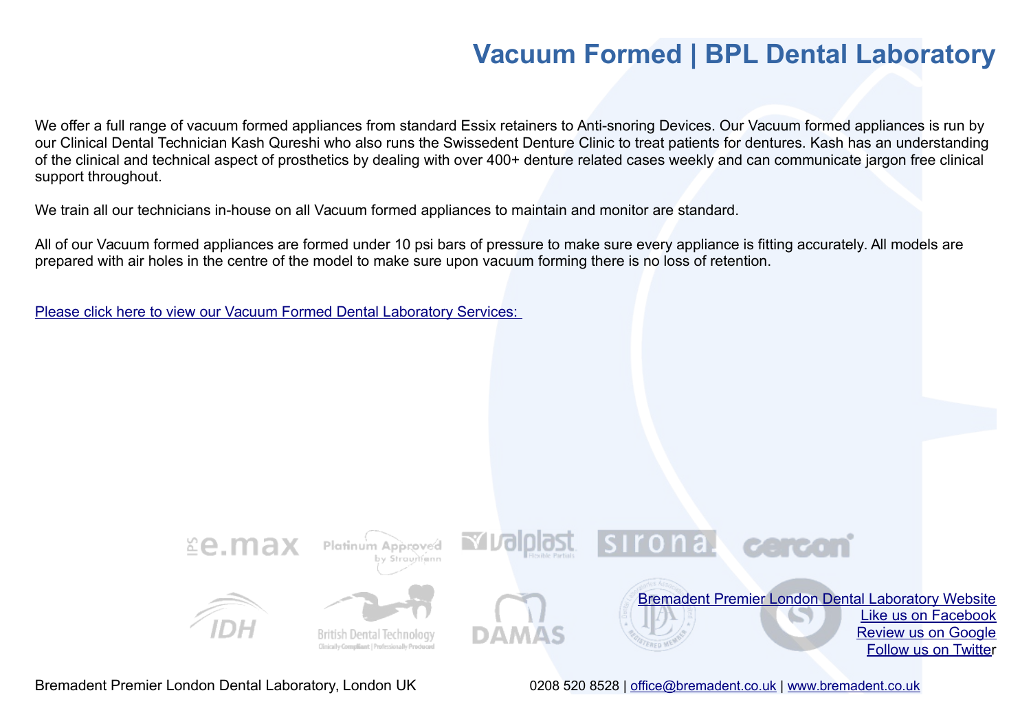# Vacuum Formed | BPL Dental Laboratory

We offer a full range of vacuum formed appliances from standard Essix retainers to Anti-snoring Devices. Our Vacuum formed appliances is run by our Clinical Dental Technician Kash Qureshi who also runs the Swissedent Denture Clinic to treat patients for dentures. Kash has an understanding of the clinical and technical aspect of prosthetics by dealing with over 400+ denture related cases weekly and can communicate jargon free clinical support throughout.

We train all our technicians in-house on all Vacuum formed appliances to maintain and monitor are standard.

All of our Vacuum formed appliances are formed under 10 psi bars of pressure to make sure every appliance is fitting accurately. All models are prepared with air holes in the centre of the model to make sure upon vacuum forming there is no loss of retention.

Please click here to view our Vacuum Formed Dental Laboratory Services:

Bremadent Premier London Dental Laboratory Website
Like us on Facebook
Review us on Google
Follow us on Twitter

Bremadent Premier London Dental Laboratory, London UK

0208 520 8528 | office@bremadent.co.uk | www.bremadent.co.uk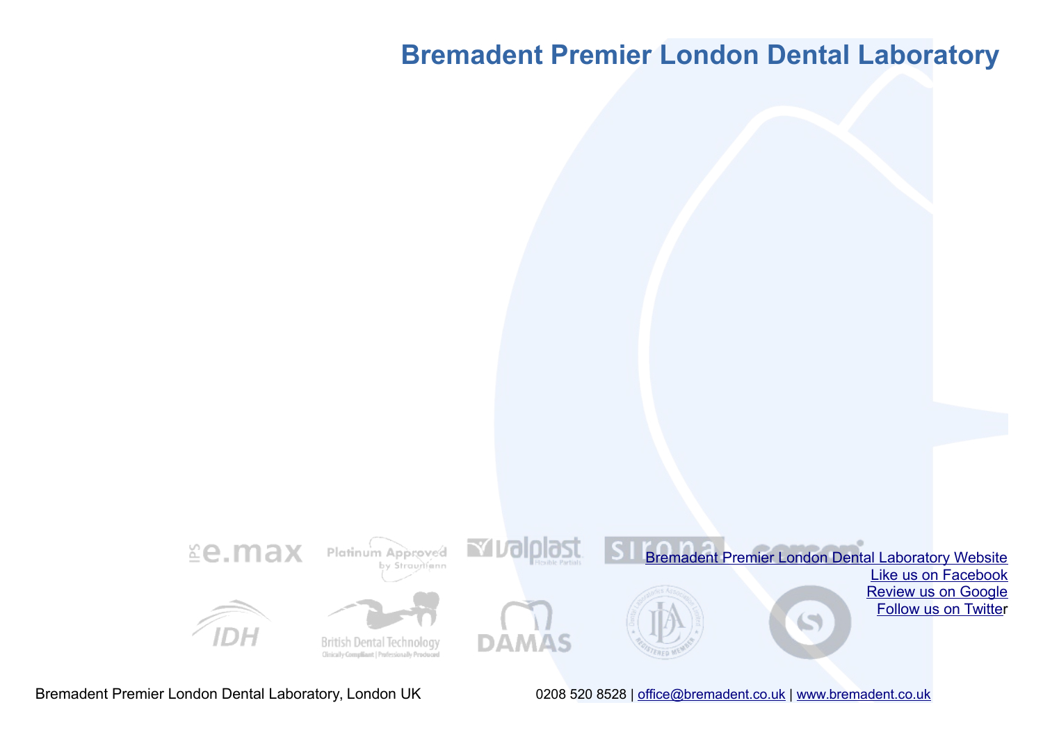# Bremadent Premier London Dental Laboratory

Bremadent Premier London Dental Laboratory Website
Like us on Facebook
Review us on Google
Follow us on Twitter

Bremadent Premier London Dental Laboratory, London UK

0208 520 8528 | office@bremadent.co.uk | www.bremadent.co.uk